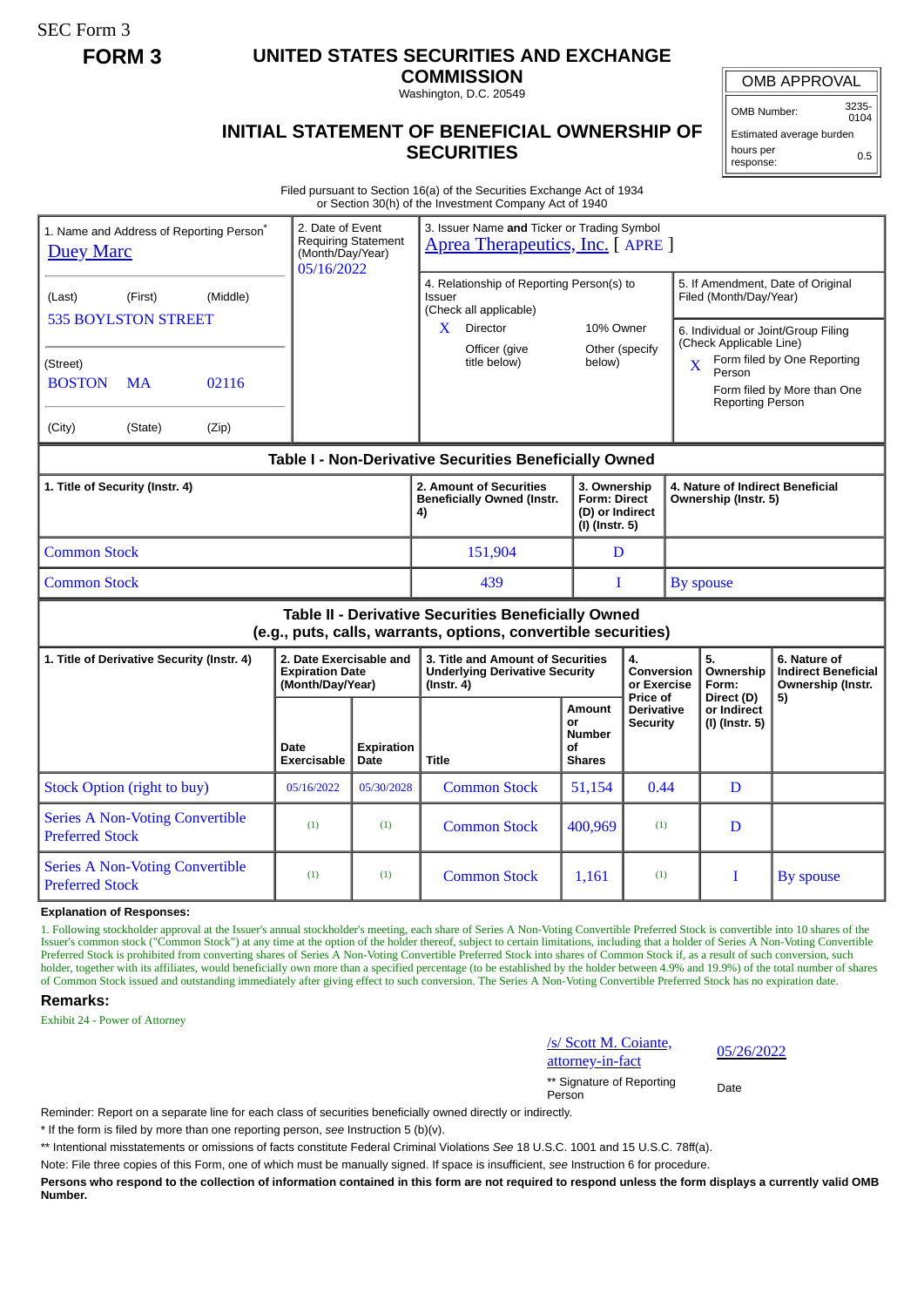SEC Form 3

**FORM 3**

# UNITED STATES SECURITIES AND EXCHANGE COMMISSION

Washington, D.C. 20549

## INITIAL STATEMENT OF BENEFICIAL OWNERSHIP OF SECURITIES

| OMB APPROVAL | |
|---|---|
| OMB Number: | 3235-0104 |
| Estimated average burden | |
| hours per response: | 0.5 |

Filed pursuant to Section 16(a) of the Securities Exchange Act of 1934 or Section 30(h) of the Investment Company Act of 1940

1. Name and Address of Reporting Person*
Duey Marc

(Last) (First) (Middle)
535 BOYLSTON STREET

(Street)
BOSTON MA 02116

(City) (State) (Zip)

2. Date of Event Requiring Statement (Month/Day/Year)
05/16/2022

3. Issuer Name **and** Ticker or Trading Symbol
Aprea Therapeutics, Inc. [ APRE ]

4. Relationship of Reporting Person(s) to Issuer (Check all applicable)
X Director
10% Owner
Officer (give title below)
Other (specify below)

5. If Amendment, Date of Original Filed (Month/Day/Year)

6. Individual or Joint/Group Filing (Check Applicable Line)
X Form filed by One Reporting Person
Form filed by More than One Reporting Person

**Table I - Non-Derivative Securities Beneficially Owned**

| 1. Title of Security (Instr. 4) | 2. Amount of Securities Beneficially Owned (Instr. 4) | 3. Ownership Form: Direct (D) or Indirect (I) (Instr. 5) | 4. Nature of Indirect Beneficial Ownership (Instr. 5) |
|---|---|---|---|
| Common Stock | 151,904 | D | |
| Common Stock | 439 | I | By spouse |

**Table II - Derivative Securities Beneficially Owned (e.g., puts, calls, warrants, options, convertible securities)**

| 1. Title of Derivative Security (Instr. 4) | 2. Date Exercisable and Expiration Date (Month/Day/Year) | | 3. Title and Amount of Securities Underlying Derivative Security (Instr. 4) | | 4. Conversion or Exercise Price of Derivative Security | 5. Ownership Form: Direct (D) or Indirect (I) (Instr. 5) | 6. Nature of Indirect Beneficial Ownership (Instr. 5) |
|---|---|---|---|---|---|---|---|
| | Date Exercisable | Expiration Date | Title | Amount or Number of Shares | | | |
| Stock Option (right to buy) | 05/16/2022 | 05/30/2028 | Common Stock | 51,154 | 0.44 | D | |
| Series A Non-Voting Convertible Preferred Stock | (1) | (1) | Common Stock | 400,969 | (1) | D | |
| Series A Non-Voting Convertible Preferred Stock | (1) | (1) | Common Stock | 1,161 | (1) | I | By spouse |

**Explanation of Responses:**

1. Following stockholder approval at the Issuer's annual stockholder's meeting, each share of Series A Non-Voting Convertible Preferred Stock is convertible into 10 shares of the Issuer's common stock ("Common Stock") at any time at the option of the holder thereof, subject to certain limitations, including that a holder of Series A Non-Voting Convertible Preferred Stock is prohibited from converting shares of Series A Non-Voting Convertible Preferred Stock into shares of Common Stock if, as a result of such conversion, such holder, together with its affiliates, would beneficially own more than a specified percentage (to be established by the holder between 4.9% and 19.9%) of the total number of shares of Common Stock issued and outstanding immediately after giving effect to such conversion. The Series A Non-Voting Convertible Preferred Stock has no expiration date.

**Remarks:**

Exhibit 24 - Power of Attorney

/s/ Scott M. Coiante, attorney-in-fact — 05/26/2022

** Signature of Reporting Person — Date

Reminder: Report on a separate line for each class of securities beneficially owned directly or indirectly.

* If the form is filed by more than one reporting person, *see* Instruction 5 (b)(v).

** Intentional misstatements or omissions of facts constitute Federal Criminal Violations *See* 18 U.S.C. 1001 and 15 U.S.C. 78ff(a).

Note: File three copies of this Form, one of which must be manually signed. If space is insufficient, *see* Instruction 6 for procedure.

**Persons who respond to the collection of information contained in this form are not required to respond unless the form displays a currently valid OMB Number.**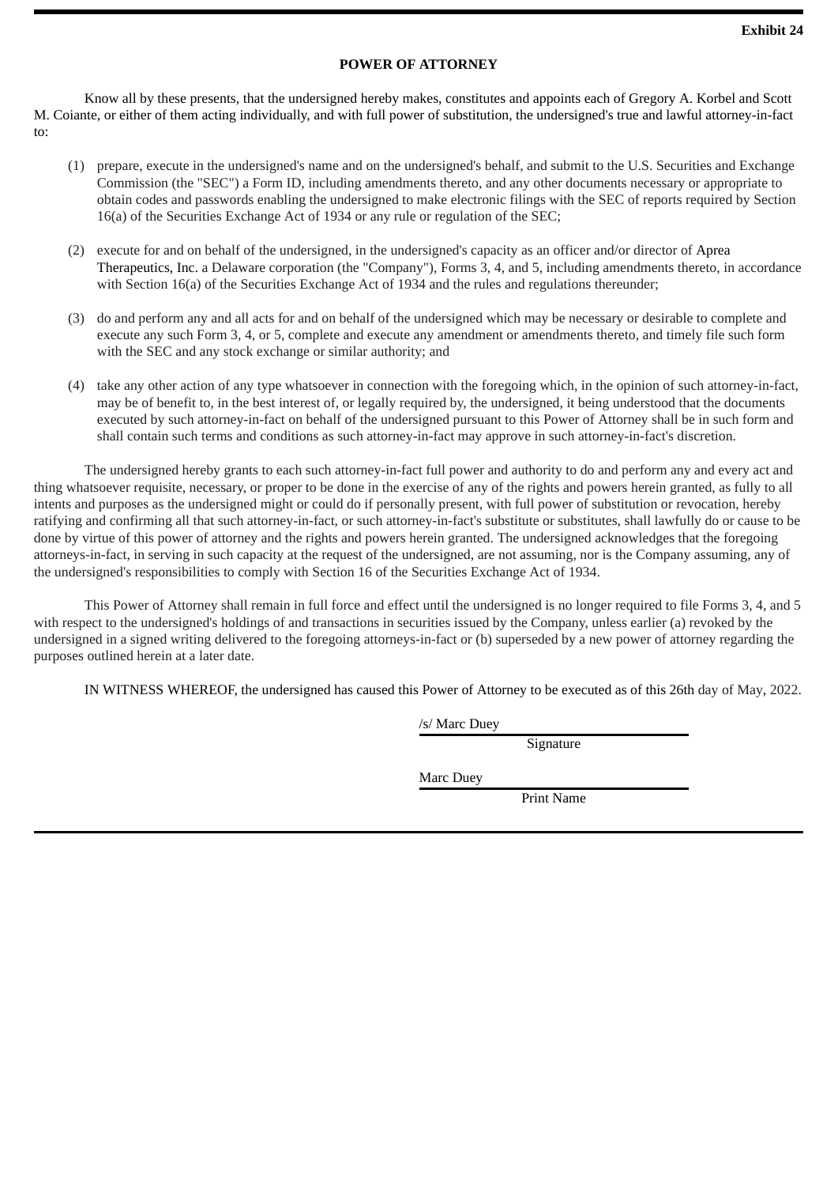**Exhibit 24**

**POWER OF ATTORNEY**

Know all by these presents, that the undersigned hereby makes, constitutes and appoints each of Gregory A. Korbel and Scott M. Coiante, or either of them acting individually, and with full power of substitution, the undersigned's true and lawful attorney-in-fact to:

(1) prepare, execute in the undersigned's name and on the undersigned's behalf, and submit to the U.S. Securities and Exchange Commission (the "SEC") a Form ID, including amendments thereto, and any other documents necessary or appropriate to obtain codes and passwords enabling the undersigned to make electronic filings with the SEC of reports required by Section 16(a) of the Securities Exchange Act of 1934 or any rule or regulation of the SEC;

(2) execute for and on behalf of the undersigned, in the undersigned's capacity as an officer and/or director of Aprea Therapeutics, Inc. a Delaware corporation (the "Company"), Forms 3, 4, and 5, including amendments thereto, in accordance with Section 16(a) of the Securities Exchange Act of 1934 and the rules and regulations thereunder;

(3) do and perform any and all acts for and on behalf of the undersigned which may be necessary or desirable to complete and execute any such Form 3, 4, or 5, complete and execute any amendment or amendments thereto, and timely file such form with the SEC and any stock exchange or similar authority; and

(4) take any other action of any type whatsoever in connection with the foregoing which, in the opinion of such attorney-in-fact, may be of benefit to, in the best interest of, or legally required by, the undersigned, it being understood that the documents executed by such attorney-in-fact on behalf of the undersigned pursuant to this Power of Attorney shall be in such form and shall contain such terms and conditions as such attorney-in-fact may approve in such attorney-in-fact's discretion.

The undersigned hereby grants to each such attorney-in-fact full power and authority to do and perform any and every act and thing whatsoever requisite, necessary, or proper to be done in the exercise of any of the rights and powers herein granted, as fully to all intents and purposes as the undersigned might or could do if personally present, with full power of substitution or revocation, hereby ratifying and confirming all that such attorney-in-fact, or such attorney-in-fact's substitute or substitutes, shall lawfully do or cause to be done by virtue of this power of attorney and the rights and powers herein granted. The undersigned acknowledges that the foregoing attorneys-in-fact, in serving in such capacity at the request of the undersigned, are not assuming, nor is the Company assuming, any of the undersigned's responsibilities to comply with Section 16 of the Securities Exchange Act of 1934.

This Power of Attorney shall remain in full force and effect until the undersigned is no longer required to file Forms 3, 4, and 5 with respect to the undersigned's holdings of and transactions in securities issued by the Company, unless earlier (a) revoked by the undersigned in a signed writing delivered to the foregoing attorneys-in-fact or (b) superseded by a new power of attorney regarding the purposes outlined herein at a later date.

IN WITNESS WHEREOF, the undersigned has caused this Power of Attorney to be executed as of this 26th day of May, 2022.

/s/ Marc Duey

Signature

Marc Duey

Print Name